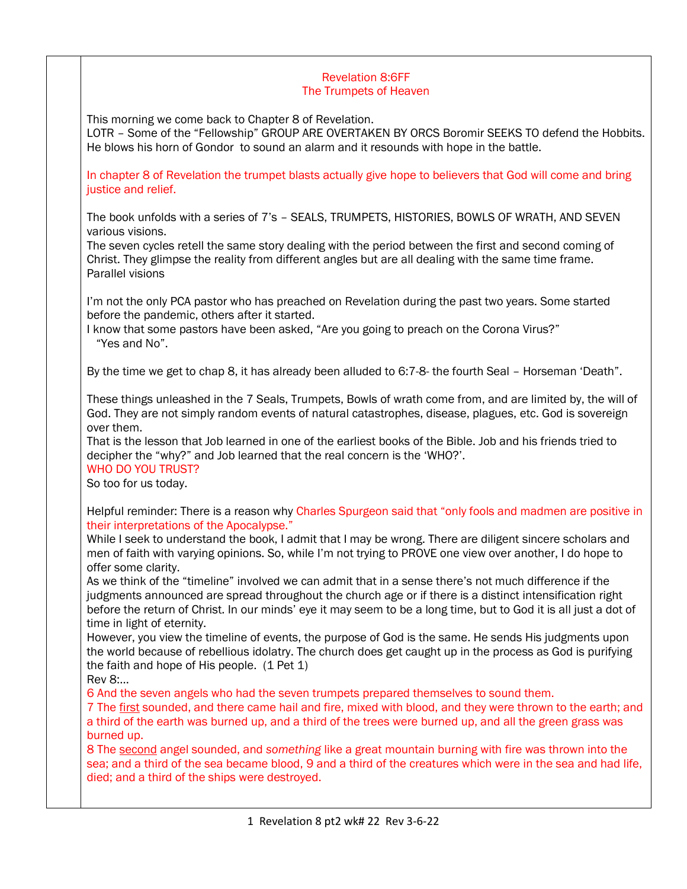# Revelation 8:6FF
## The Trumpets of Heaven

This morning we come back to Chapter 8 of Revelation.
LOTR – Some of the "Fellowship" GROUP ARE OVERTAKEN BY ORCS Boromir SEEKS TO defend the Hobbits. He blows his horn of Gondor to sound an alarm and it resounds with hope in the battle.

In chapter 8 of Revelation the trumpet blasts actually give hope to believers that God will come and bring justice and relief.

The book unfolds with a series of 7's – SEALS, TRUMPETS, HISTORIES, BOWLS OF WRATH, AND SEVEN various visions.
The seven cycles retell the same story dealing with the period between the first and second coming of Christ. They glimpse the reality from different angles but are all dealing with the same time frame.
Parallel visions

I'm not the only PCA pastor who has preached on Revelation during the past two years. Some started before the pandemic, others after it started.
I know that some pastors have been asked, "Are you going to preach on the Corona Virus?"
"Yes and No".

By the time we get to chap 8, it has already been alluded to 6:7-8- the fourth Seal – Horseman 'Death".

These things unleashed in the 7 Seals, Trumpets, Bowls of wrath come from, and are limited by, the will of God. They are not simply random events of natural catastrophes, disease, plagues, etc. God is sovereign over them.
That is the lesson that Job learned in one of the earliest books of the Bible. Job and his friends tried to decipher the "why?" and Job learned that the real concern is the 'WHO?'.
WHO DO YOU TRUST?
So too for us today.

Helpful reminder: There is a reason why Charles Spurgeon said that "only fools and madmen are positive in their interpretations of the Apocalypse."
While I seek to understand the book, I admit that I may be wrong. There are diligent sincere scholars and men of faith with varying opinions. So, while I'm not trying to PROVE one view over another, I do hope to offer some clarity.
As we think of the "timeline" involved we can admit that in a sense there's not much difference if the judgments announced are spread throughout the church age or if there is a distinct intensification right before the return of Christ. In our minds' eye it may seem to be a long time, but to God it is all just a dot of time in light of eternity.
However, you view the timeline of events, the purpose of God is the same. He sends His judgments upon the world because of rebellious idolatry. The church does get caught up in the process as God is purifying the faith and hope of His people. (1 Pet 1)
Rev 8:...
6 And the seven angels who had the seven trumpets prepared themselves to sound them.
7 The first sounded, and there came hail and fire, mixed with blood, and they were thrown to the earth; and a third of the earth was burned up, and a third of the trees were burned up, and all the green grass was burned up.
8 The second angel sounded, and *something* like a great mountain burning with fire was thrown into the sea; and a third of the sea became blood, 9 and a third of the creatures which were in the sea and had life, died; and a third of the ships were destroyed.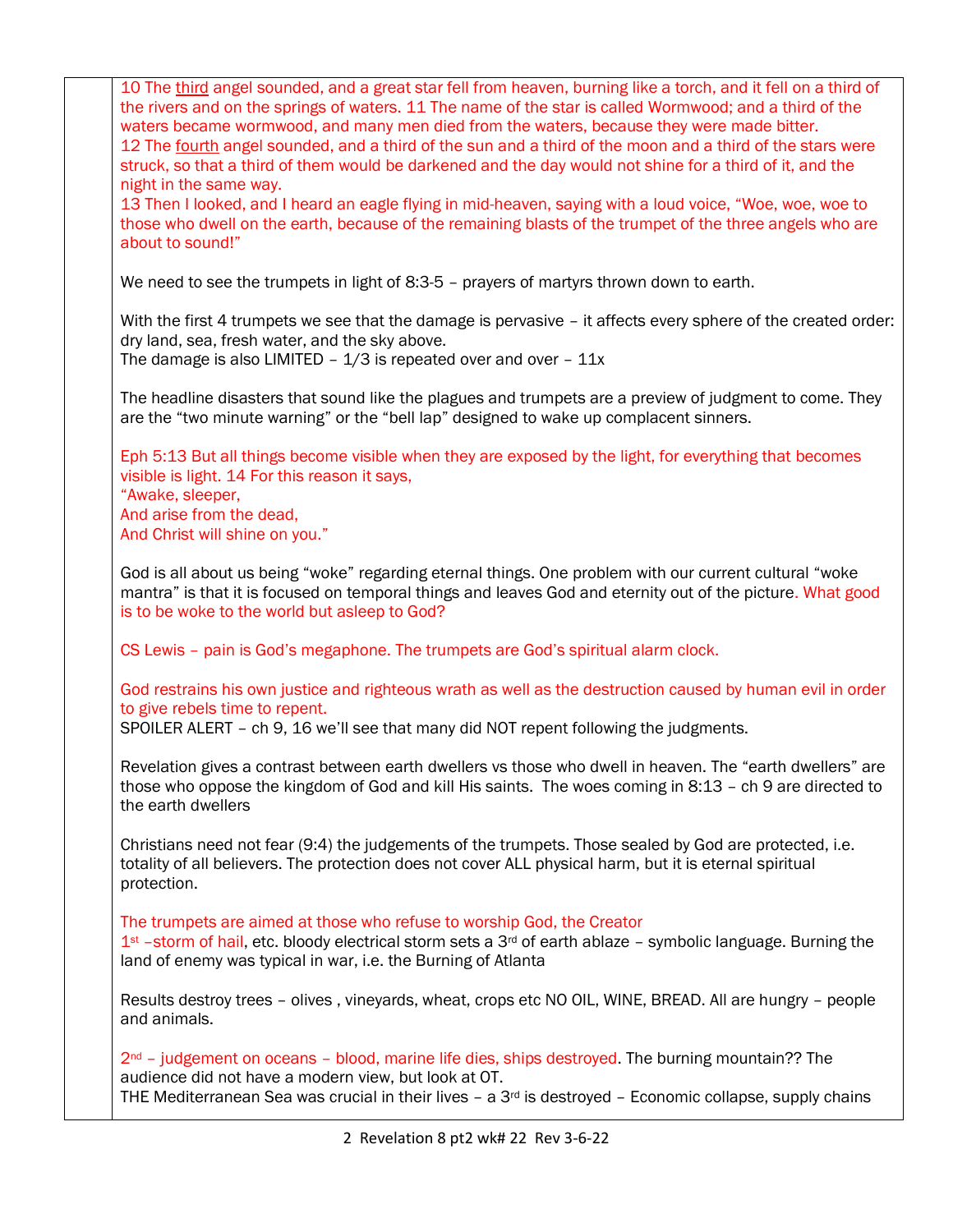10 The <u>third</u> angel sounded, and a great star fell from heaven, burning like a torch, and it fell on a third of the rivers and on the springs of waters. 11 The name of the star is called Wormwood; and a third of the waters became wormwood, and many men died from the waters, because they were made bitter.
12 The <u>fourth</u> angel sounded, and a third of the sun and a third of the moon and a third of the stars were struck, so that a third of them would be darkened and the day would not shine for a third of it, and the night in the same way.
13 Then I looked, and I heard an eagle flying in mid-heaven, saying with a loud voice, "Woe, woe, woe to those who dwell on the earth, because of the remaining blasts of the trumpet of the three angels who are about to sound!"

We need to see the trumpets in light of 8:3-5 – prayers of martyrs thrown down to earth.

With the first 4 trumpets we see that the damage is pervasive – it affects every sphere of the created order: dry land, sea, fresh water, and the sky above.
The damage is also LIMITED – 1/3 is repeated over and over – 11x

The headline disasters that sound like the plagues and trumpets are a preview of judgment to come. They are the "two minute warning" or the "bell lap" designed to wake up complacent sinners.

Eph 5:13 But all things become visible when they are exposed by the light, for everything that becomes visible is light. 14 For this reason it says,
"Awake, sleeper,
And arise from the dead,
And Christ will shine on you."

God is all about us being "woke" regarding eternal things. One problem with our current cultural "woke mantra" is that it is focused on temporal things and leaves God and eternity out of the picture. What good is to be woke to the world but asleep to God?

CS Lewis – pain is God's megaphone. The trumpets are God's spiritual alarm clock.

God restrains his own justice and righteous wrath as well as the destruction caused by human evil in order to give rebels time to repent.
SPOILER ALERT – ch 9, 16 we'll see that many did NOT repent following the judgments.

Revelation gives a contrast between earth dwellers vs those who dwell in heaven. The "earth dwellers" are those who oppose the kingdom of God and kill His saints. The woes coming in 8:13 – ch 9 are directed to the earth dwellers

Christians need not fear (9:4) the judgements of the trumpets. Those sealed by God are protected, i.e. totality of all believers. The protection does not cover ALL physical harm, but it is eternal spiritual protection.

The trumpets are aimed at those who refuse to worship God, the Creator
1st –storm of hail, etc. bloody electrical storm sets a 3rd of earth ablaze – symbolic language. Burning the land of enemy was typical in war, i.e. the Burning of Atlanta

Results destroy trees – olives , vineyards, wheat, crops etc NO OIL, WINE, BREAD. All are hungry – people and animals.

2nd – judgement on oceans – blood, marine life dies, ships destroyed. The burning mountain?? The audience did not have a modern view, but look at OT.
THE Mediterranean Sea was crucial in their lives – a 3rd is destroyed – Economic collapse, supply chains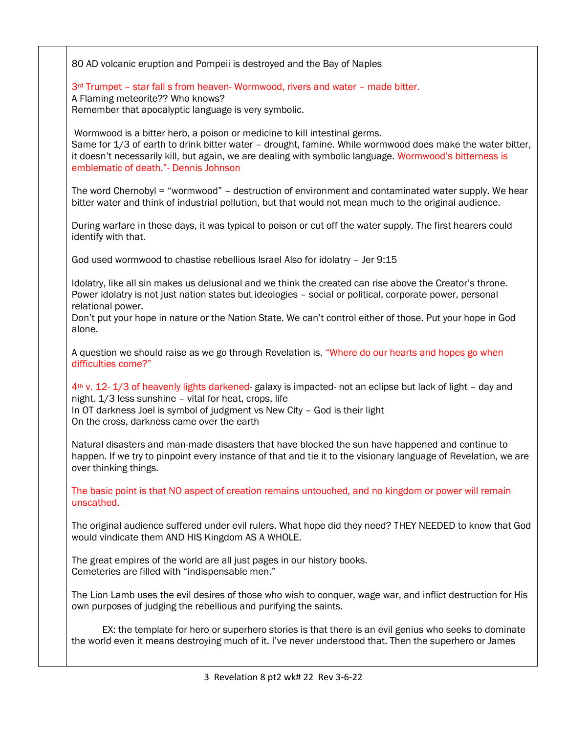80 AD volcanic eruption and Pompeii is destroyed and the Bay of Naples

3rd Trumpet – star fall s from heaven- Wormwood, rivers and water – made bitter.
A Flaming meteorite?? Who knows?
Remember that apocalyptic language is very symbolic.

Wormwood is a bitter herb, a poison or medicine to kill intestinal germs.
Same for 1/3 of earth to drink bitter water – drought, famine. While wormwood does make the water bitter, it doesn't necessarily kill, but again, we are dealing with symbolic language. Wormwood's bitterness is emblematic of death."- Dennis Johnson

The word Chernobyl = "wormwood" – destruction of environment and contaminated water supply. We hear bitter water and think of industrial pollution, but that would not mean much to the original audience.

During warfare in those days, it was typical to poison or cut off the water supply. The first hearers could identify with that.

God used wormwood to chastise rebellious Israel Also for idolatry – Jer 9:15

Idolatry, like all sin makes us delusional and we think the created can rise above the Creator's throne. Power idolatry is not just nation states but ideologies – social or political, corporate power, personal relational power.
Don't put your hope in nature or the Nation State. We can't control either of those. Put your hope in God alone.

A question we should raise as we go through Revelation is. "Where do our hearts and hopes go when difficulties come?"

4th v. 12- 1/3 of heavenly lights darkened- galaxy is impacted- not an eclipse but lack of light – day and night. 1/3 less sunshine – vital for heat, crops, life
In OT darkness Joel is symbol of judgment vs New City – God is their light
On the cross, darkness came over the earth

Natural disasters and man-made disasters that have blocked the sun have happened and continue to happen. If we try to pinpoint every instance of that and tie it to the visionary language of Revelation, we are over thinking things.

The basic point is that NO aspect of creation remains untouched, and no kingdom or power will remain unscathed.

The original audience suffered under evil rulers. What hope did they need? THEY NEEDED to know that God would vindicate them AND HIS Kingdom AS A WHOLE.

The great empires of the world are all just pages in our history books.
Cemeteries are filled with "indispensable men."

The Lion Lamb uses the evil desires of those who wish to conquer, wage war, and inflict destruction for His own purposes of judging the rebellious and purifying the saints.

EX: the template for hero or superhero stories is that there is an evil genius who seeks to dominate the world even it means destroying much of it. I've never understood that. Then the superhero or James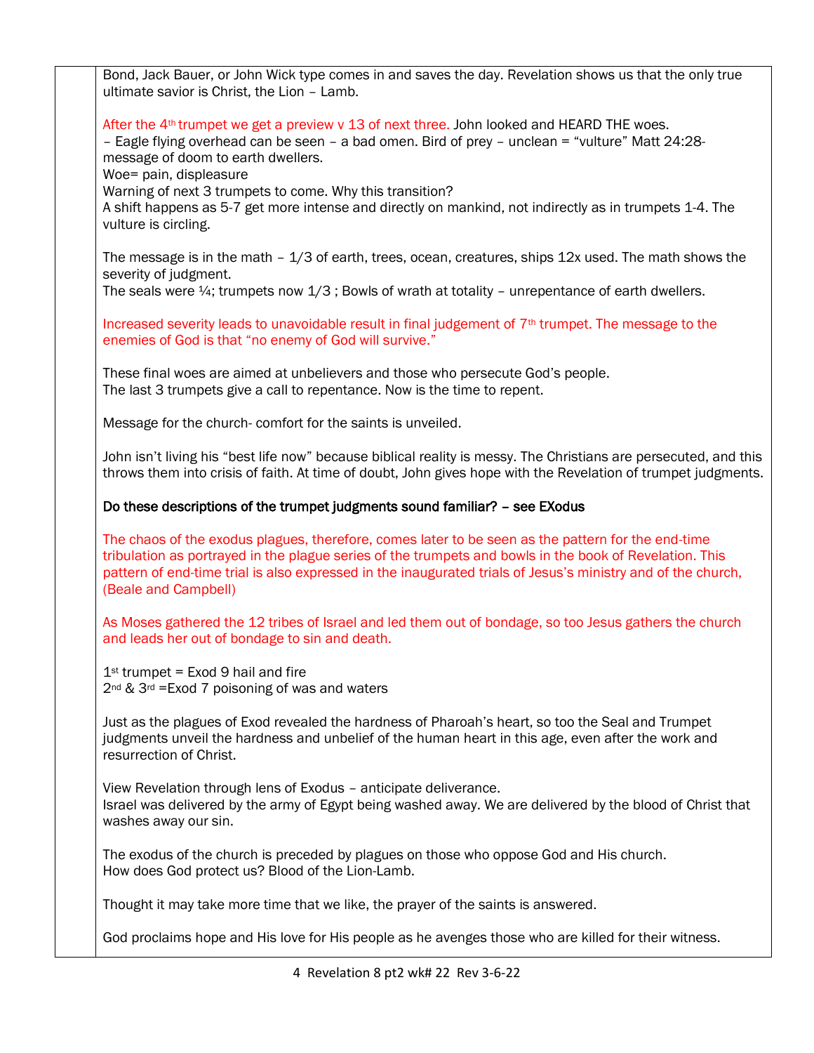Bond, Jack Bauer, or John Wick type comes in and saves the day. Revelation shows us that the only true ultimate savior is Christ, the Lion – Lamb.

After the 4th trumpet we get a preview v 13 of next three. John looked and HEARD THE woes.
– Eagle flying overhead can be seen – a bad omen. Bird of prey – unclean = "vulture" Matt 24:28- message of doom to earth dwellers.
Woe= pain, displeasure
Warning of next 3 trumpets to come. Why this transition?
A shift happens as 5-7 get more intense and directly on mankind, not indirectly as in trumpets 1-4. The vulture is circling.

The message is in the math – 1/3 of earth, trees, ocean, creatures, ships 12x used. The math shows the severity of judgment.
The seals were ¼; trumpets now 1/3 ; Bowls of wrath at totality – unrepentance of earth dwellers.

Increased severity leads to unavoidable result in final judgement of 7th trumpet. The message to the enemies of God is that "no enemy of God will survive."

These final woes are aimed at unbelievers and those who persecute God's people.
The last 3 trumpets give a call to repentance. Now is the time to repent.

Message for the church- comfort for the saints is unveiled.

John isn't living his "best life now" because biblical reality is messy. The Christians are persecuted, and this throws them into crisis of faith. At time of doubt, John gives hope with the Revelation of trumpet judgments.

Do these descriptions of the trumpet judgments sound familiar? – see EXodus

The chaos of the exodus plagues, therefore, comes later to be seen as the pattern for the end-time tribulation as portrayed in the plague series of the trumpets and bowls in the book of Revelation. This pattern of end-time trial is also expressed in the inaugurated trials of Jesus's ministry and of the church, (Beale and Campbell)

As Moses gathered the 12 tribes of Israel and led them out of bondage, so too Jesus gathers the church and leads her out of bondage to sin and death.

1st trumpet = Exod 9 hail and fire
2nd & 3rd =Exod 7 poisoning of was and waters

Just as the plagues of Exod revealed the hardness of Pharoah's heart, so too the Seal and Trumpet judgments unveil the hardness and unbelief of the human heart in this age, even after the work and resurrection of Christ.

View Revelation through lens of Exodus – anticipate deliverance.
Israel was delivered by the army of Egypt being washed away. We are delivered by the blood of Christ that washes away our sin.

The exodus of the church is preceded by plagues on those who oppose God and His church.
How does God protect us? Blood of the Lion-Lamb.

Thought it may take more time that we like, the prayer of the saints is answered.

God proclaims hope and His love for His people as he avenges those who are killed for their witness.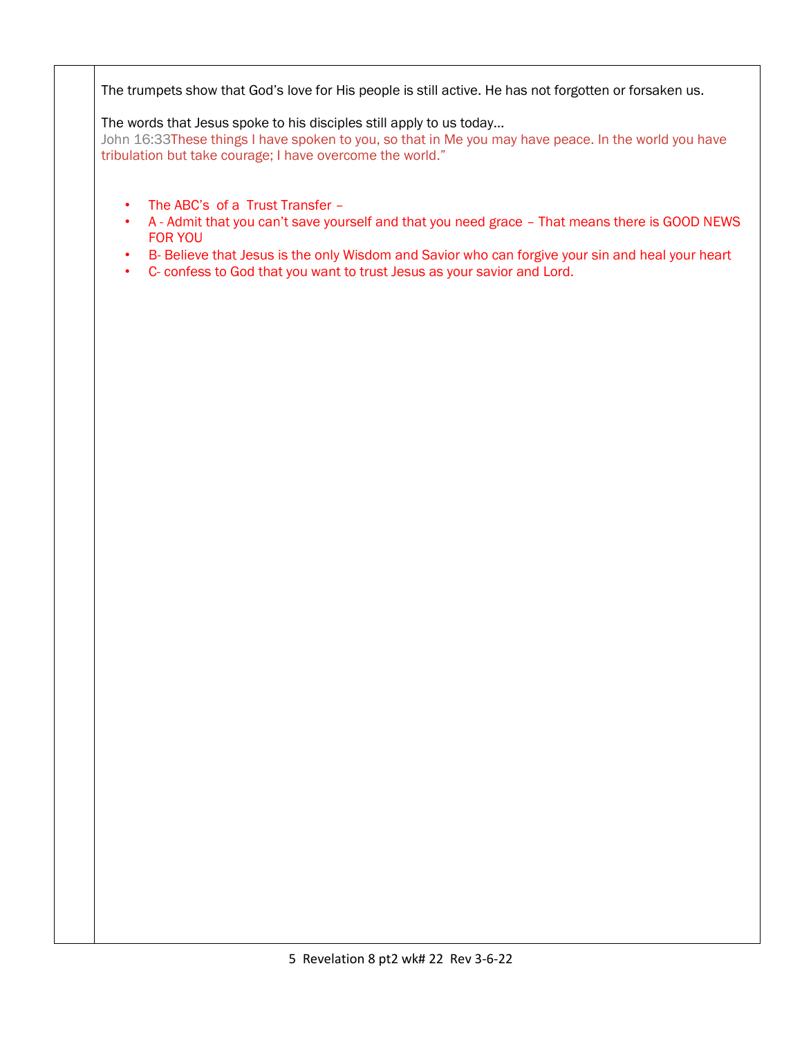The trumpets show that God's love for His people is still active. He has not forgotten or forsaken us.

The words that Jesus spoke to his disciples still apply to us today…
John 16:33These things I have spoken to you, so that in Me you may have peace. In the world you have tribulation but take courage; I have overcome the world."

- The ABC's of a Trust Transfer –
- A - Admit that you can't save yourself and that you need grace – That means there is GOOD NEWS FOR YOU
- B- Believe that Jesus is the only Wisdom and Savior who can forgive your sin and heal your heart
- C- confess to God that you want to trust Jesus as your savior and Lord.